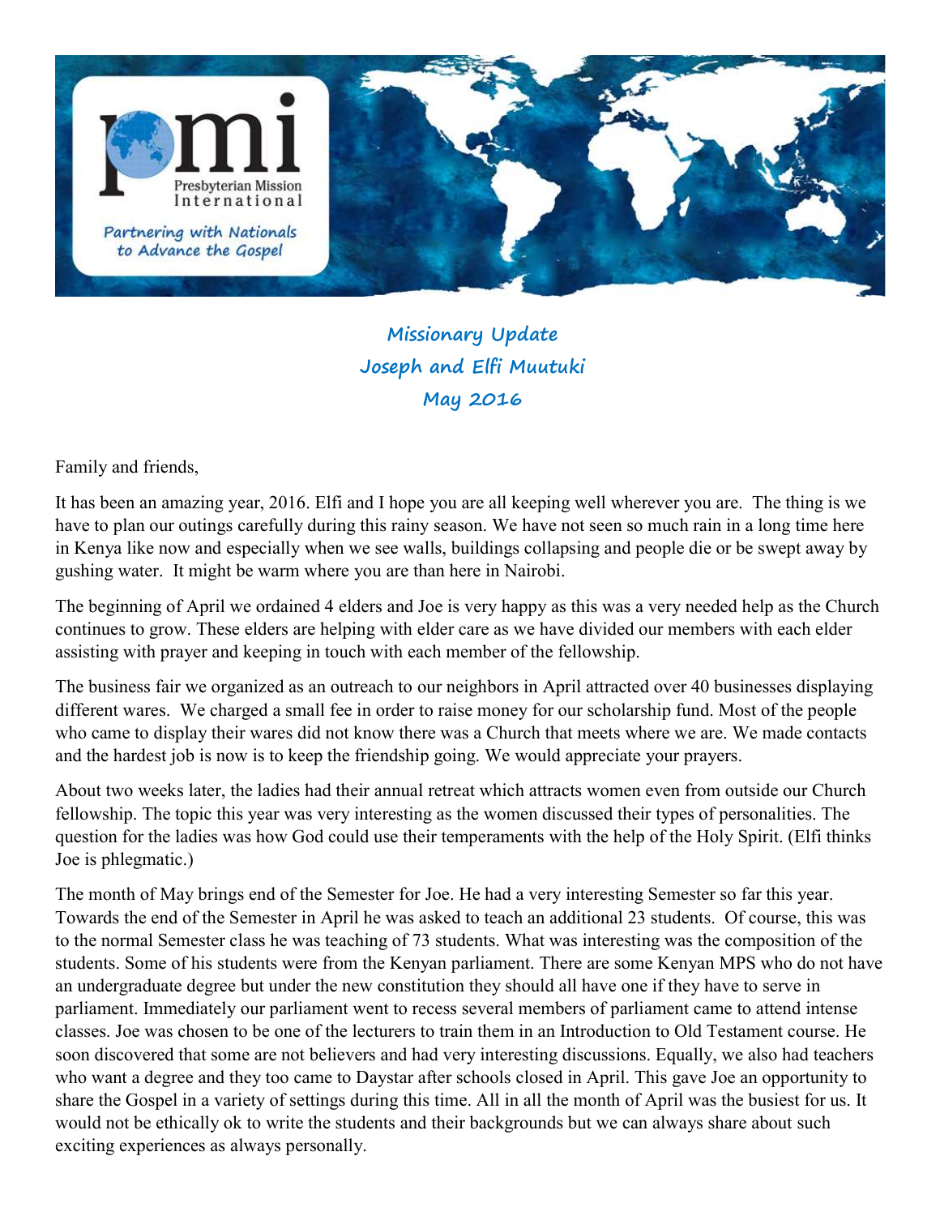pmi

Presbyterian Mission International

*Partnering with Nationals to Advance the Gospel*

# Missionary Update
## Joseph and Elfi Muutuki
## May 2016

Family and friends,

It has been an amazing year, 2016. Elfi and I hope you are all keeping well wherever you are. The thing is we have to plan our outings carefully during this rainy season. We have not seen so much rain in a long time here in Kenya like now and especially when we see walls, buildings collapsing and people die or be swept away by gushing water. It might be warm where you are than here in Nairobi.

The beginning of April we ordained 4 elders and Joe is very happy as this was a very needed help as the Church continues to grow. These elders are helping with elder care as we have divided our members with each elder assisting with prayer and keeping in touch with each member of the fellowship.

The business fair we organized as an outreach to our neighbors in April attracted over 40 businesses displaying different wares. We charged a small fee in order to raise money for our scholarship fund. Most of the people who came to display their wares did not know there was a Church that meets where we are. We made contacts and the hardest job is now is to keep the friendship going. We would appreciate your prayers.

About two weeks later, the ladies had their annual retreat which attracts women even from outside our Church fellowship. The topic this year was very interesting as the women discussed their types of personalities. The question for the ladies was how God could use their temperaments with the help of the Holy Spirit. (Elfi thinks Joe is phlegmatic.)

The month of May brings end of the Semester for Joe. He had a very interesting Semester so far this year. Towards the end of the Semester in April he was asked to teach an additional 23 students. Of course, this was to the normal Semester class he was teaching of 73 students. What was interesting was the composition of the students. Some of his students were from the Kenyan parliament. There are some Kenyan MPS who do not have an undergraduate degree but under the new constitution they should all have one if they have to serve in parliament. Immediately our parliament went to recess several members of parliament came to attend intense classes. Joe was chosen to be one of the lecturers to train them in an Introduction to Old Testament course. He soon discovered that some are not believers and had very interesting discussions. Equally, we also had teachers who want a degree and they too came to Daystar after schools closed in April. This gave Joe an opportunity to share the Gospel in a variety of settings during this time. All in all the month of April was the busiest for us. It would not be ethically ok to write the students and their backgrounds but we can always share about such exciting experiences as always personally.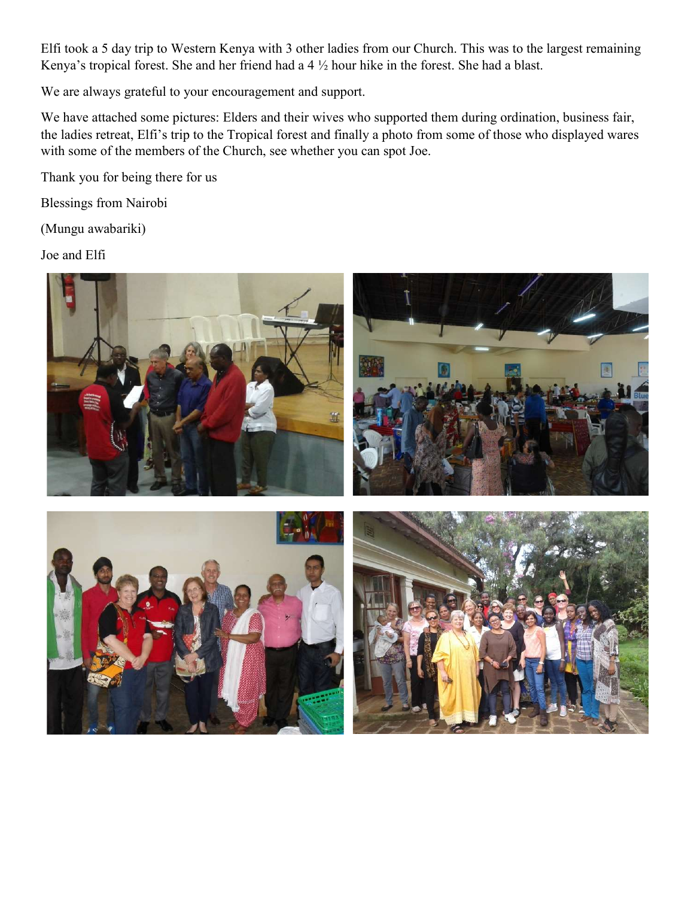Elfi took a 5 day trip to Western Kenya with 3 other ladies from our Church. This was to the largest remaining Kenya's tropical forest. She and her friend had a 4 ½ hour hike in the forest. She had a blast.

We are always grateful to your encouragement and support.

We have attached some pictures: Elders and their wives who supported them during ordination, business fair, the ladies retreat, Elfi's trip to the Tropical forest and finally a photo from some of those who displayed wares with some of the members of the Church, see whether you can spot Joe.

Thank you for being there for us

Blessings from Nairobi

(Mungu awabariki)

Joe and Elfi